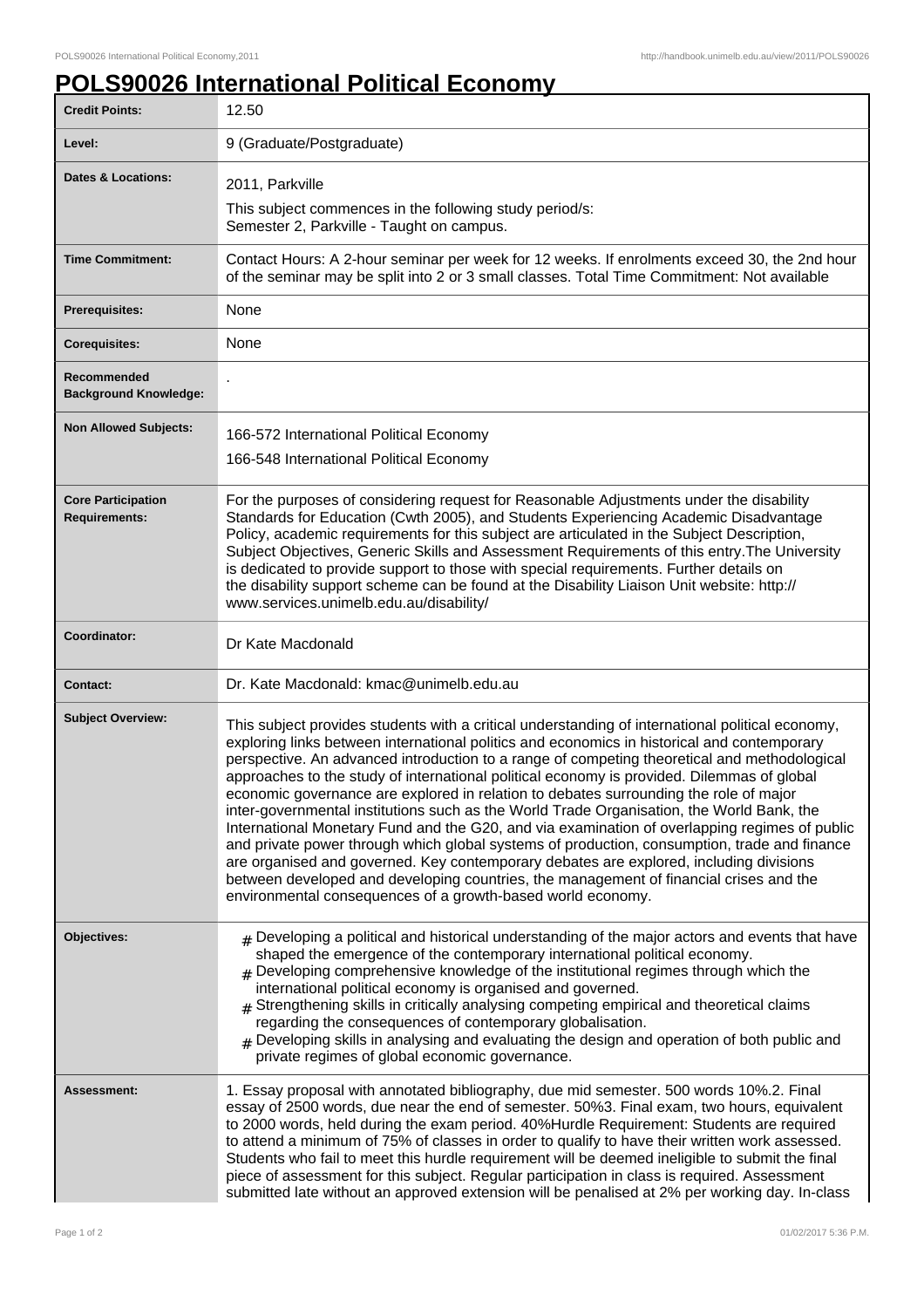# POLS90026 International Political Economy

| | |
|---|---|
| **Credit Points:** | 12.50 |
| **Level:** | 9 (Graduate/Postgraduate) |
| **Dates & Locations:** | 2011, Parkville<br>This subject commences in the following study period/s:<br>Semester 2, Parkville - Taught on campus. |
| **Time Commitment:** | Contact Hours: A 2-hour seminar per week for 12 weeks. If enrolments exceed 30, the 2nd hour of the seminar may be split into 2 or 3 small classes. Total Time Commitment: Not available |
| **Prerequisites:** | None |
| **Corequisites:** | None |
| **Recommended Background Knowledge:** | . |
| **Non Allowed Subjects:** | 166-572 International Political Economy<br>166-548 International Political Economy |
| **Core Participation Requirements:** | For the purposes of considering request for Reasonable Adjustments under the disability Standards for Education (Cwth 2005), and Students Experiencing Academic Disadvantage Policy, academic requirements for this subject are articulated in the Subject Description, Subject Objectives, Generic Skills and Assessment Requirements of this entry.The University is dedicated to provide support to those with special requirements. Further details on the disability support scheme can be found at the Disability Liaison Unit website: http://www.services.unimelb.edu.au/disability/ |
| **Coordinator:** | Dr Kate Macdonald |
| **Contact:** | Dr. Kate Macdonald: kmac@unimelb.edu.au |
| **Subject Overview:** | This subject provides students with a critical understanding of international political economy, exploring links between international politics and economics in historical and contemporary perspective. An advanced introduction to a range of competing theoretical and methodological approaches to the study of international political economy is provided. Dilemmas of global economic governance are explored in relation to debates surrounding the role of major inter-governmental institutions such as the World Trade Organisation, the World Bank, the International Monetary Fund and the G20, and via examination of overlapping regimes of public and private power through which global systems of production, consumption, trade and finance are organised and governed. Key contemporary debates are explored, including divisions between developed and developing countries, the management of financial crises and the environmental consequences of a growth-based world economy. |
| **Objectives:** | # Developing a political and historical understanding of the major actors and events that have shaped the emergence of the contemporary international political economy.<br># Developing comprehensive knowledge of the institutional regimes through which the international political economy is organised and governed.<br># Strengthening skills in critically analysing competing empirical and theoretical claims regarding the consequences of contemporary globalisation.<br># Developing skills in analysing and evaluating the design and operation of both public and private regimes of global economic governance. |
| **Assessment:** | 1. Essay proposal with annotated bibliography, due mid semester. 500 words 10%.2. Final essay of 2500 words, due near the end of semester. 50%3. Final exam, two hours, equivalent to 2000 words, held during the exam period. 40%Hurdle Requirement: Students are required to attend a minimum of 75% of classes in order to qualify to have their written work assessed. Students who fail to meet this hurdle requirement will be deemed ineligible to submit the final piece of assessment for this subject. Regular participation in class is required. Assessment submitted late without an approved extension will be penalised at 2% per working day. In-class |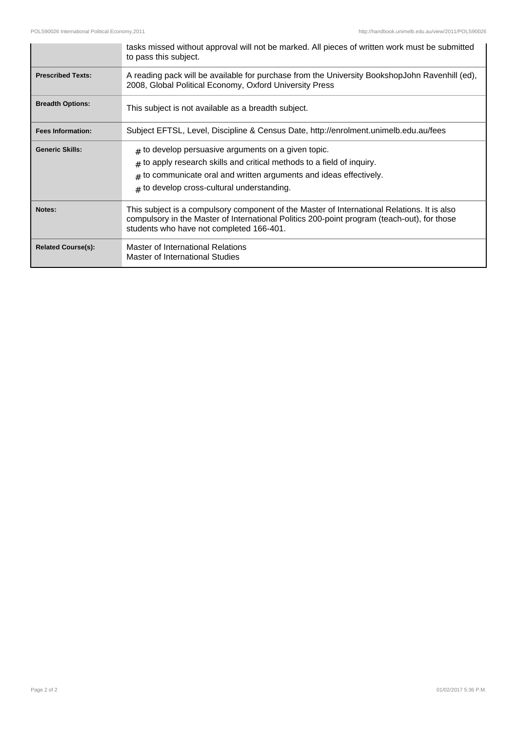| | |
|---|---|
| | tasks missed without approval will not be marked. All pieces of written work must be submitted to pass this subject. |
| **Prescribed Texts:** | A reading pack will be available for purchase from the University BookshopJohn Ravenhill (ed), 2008, Global Political Economy, Oxford University Press |
| **Breadth Options:** | This subject is not available as a breadth subject. |
| **Fees Information:** | Subject EFTSL, Level, Discipline & Census Date, http://enrolment.unimelb.edu.au/fees |
| **Generic Skills:** | # to develop persuasive arguments on a given topic.<br># to apply research skills and critical methods to a field of inquiry.<br># to communicate oral and written arguments and ideas effectively.<br># to develop cross-cultural understanding. |
| **Notes:** | This subject is a compulsory component of the Master of International Relations. It is also compulsory in the Master of International Politics 200-point program (teach-out), for those students who have not completed 166-401. |
| **Related Course(s):** | Master of International Relations<br>Master of International Studies |